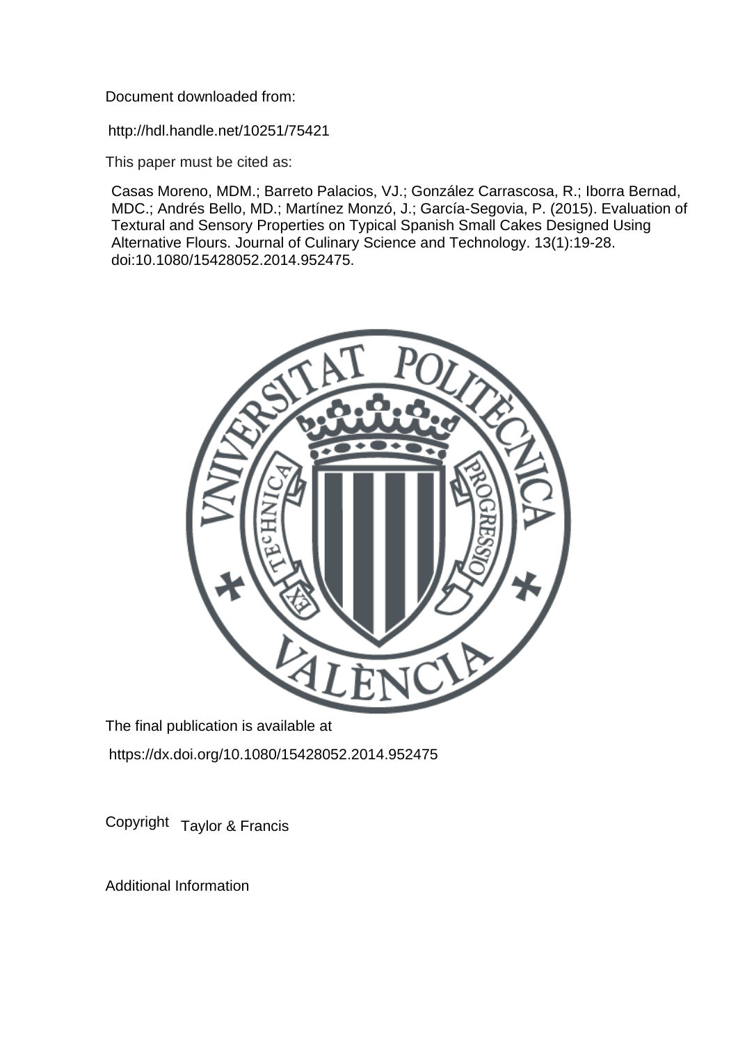Document downloaded from:

http://hdl.handle.net/10251/75421

This paper must be cited as:

Casas Moreno, MDM.; Barreto Palacios, VJ.; González Carrascosa, R.; Iborra Bernad, MDC.; Andrés Bello, MD.; Martínez Monzó, J.; García-Segovia, P. (2015). Evaluation of Textural and Sensory Properties on Typical Spanish Small Cakes Designed Using Alternative Flours. Journal of Culinary Science and Technology. 13(1):19-28. doi:10.1080/15428052.2014.952475.

The final publication is available at

https://dx.doi.org/10.1080/15428052.2014.952475

Copyright Taylor & Francis

Additional Information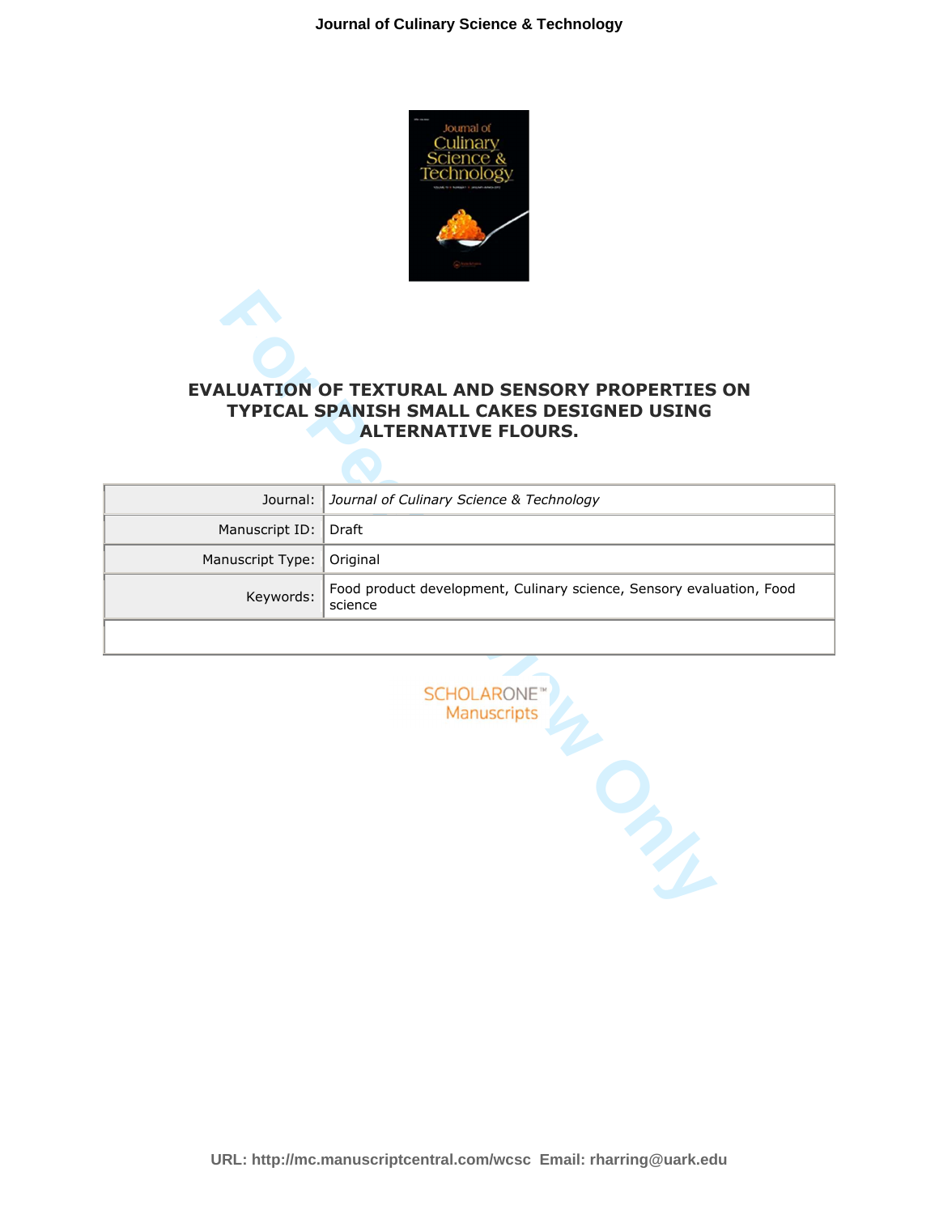# EVALUATION OF TEXTURAL AND SENSORY PROPERTIES ON TYPICAL SPANISH SMALL CAKES DESIGNED USING ALTERNATIVE FLOURS.

| Journal: | *Journal of Culinary Science & Technology* |
| --- | --- |
| Manuscript ID: | Draft |
| Manuscript Type: | Original |
| Keywords: | Food product development, Culinary science, Sensory evaluation, Food science |

SCHOLARONE™ Manuscripts

URL: http://mc.manuscriptcentral.com/wcsc Email: rharring@uark.edu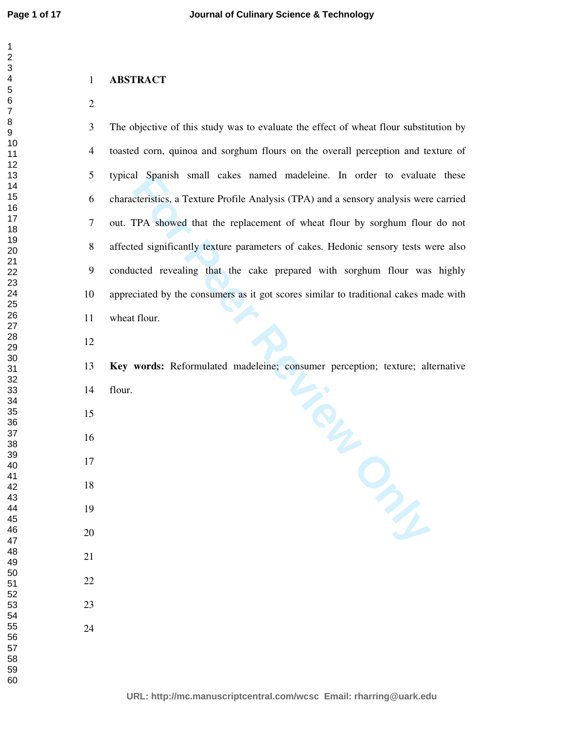## ABSTRACT

The objective of this study was to evaluate the effect of wheat flour substitution by toasted corn, quinoa and sorghum flours on the overall perception and texture of typical Spanish small cakes named madeleine. In order to evaluate these characteristics, a Texture Profile Analysis (TPA) and a sensory analysis were carried out. TPA showed that the replacement of wheat flour by sorghum flour do not affected significantly texture parameters of cakes. Hedonic sensory tests were also conducted revealing that the cake prepared with sorghum flour was highly appreciated by the consumers as it got scores similar to traditional cakes made with wheat flour.

**Key words:** Reformulated madeleine; consumer perception; texture; alternative flour.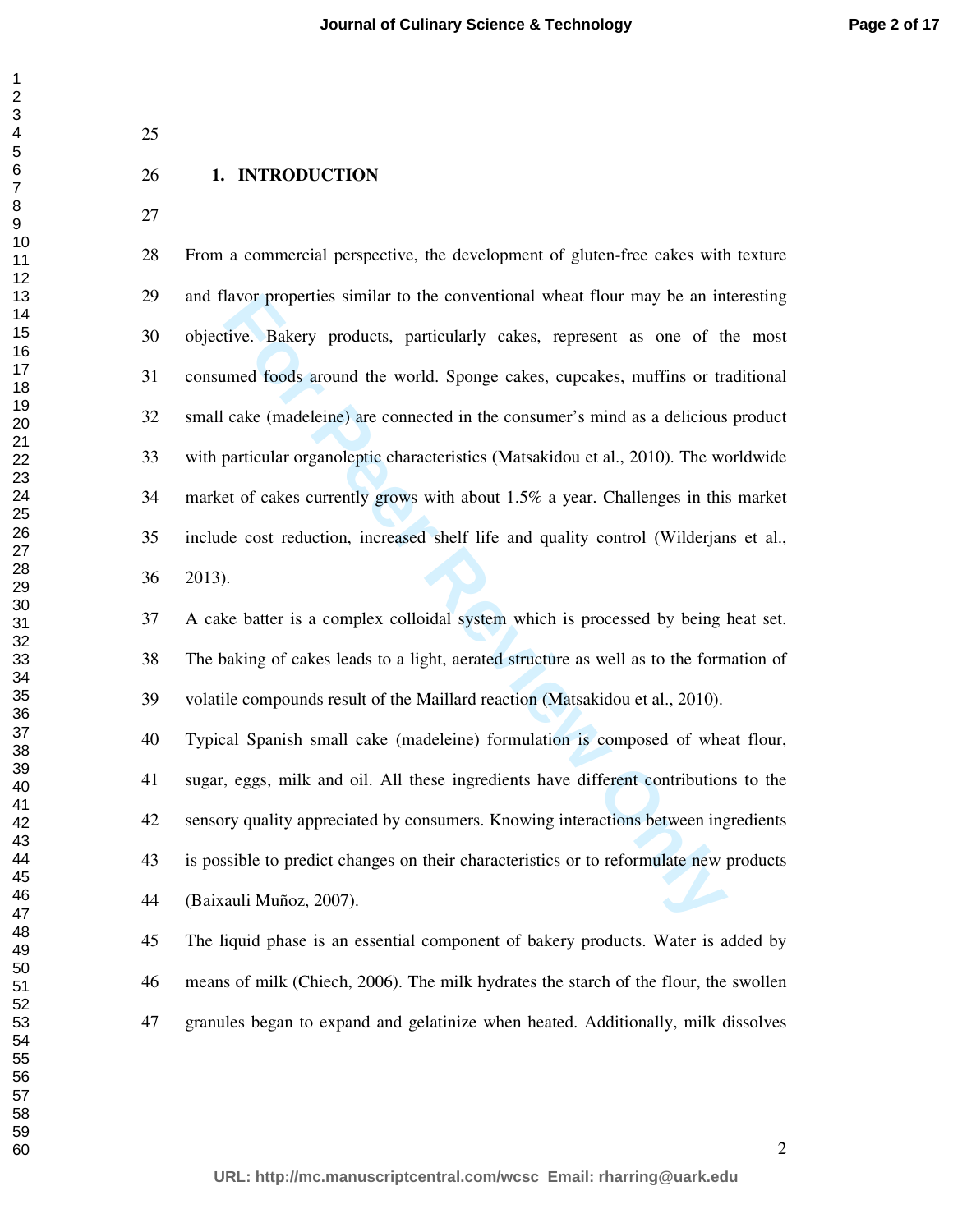## 1. INTRODUCTION

From a commercial perspective, the development of gluten-free cakes with texture and flavor properties similar to the conventional wheat flour may be an interesting objective. Bakery products, particularly cakes, represent as one of the most consumed foods around the world. Sponge cakes, cupcakes, muffins or traditional small cake (madeleine) are connected in the consumer's mind as a delicious product with particular organoleptic characteristics (Matsakidou et al., 2010). The worldwide market of cakes currently grows with about 1.5% a year. Challenges in this market include cost reduction, increased shelf life and quality control (Wilderjans et al., 2013).

A cake batter is a complex colloidal system which is processed by being heat set. The baking of cakes leads to a light, aerated structure as well as to the formation of volatile compounds result of the Maillard reaction (Matsakidou et al., 2010).

Typical Spanish small cake (madeleine) formulation is composed of wheat flour, sugar, eggs, milk and oil. All these ingredients have different contributions to the sensory quality appreciated by consumers. Knowing interactions between ingredients is possible to predict changes on their characteristics or to reformulate new products (Baixauli Muñoz, 2007).

The liquid phase is an essential component of bakery products. Water is added by means of milk (Chiech, 2006). The milk hydrates the starch of the flour, the swollen granules began to expand and gelatinize when heated. Additionally, milk dissolves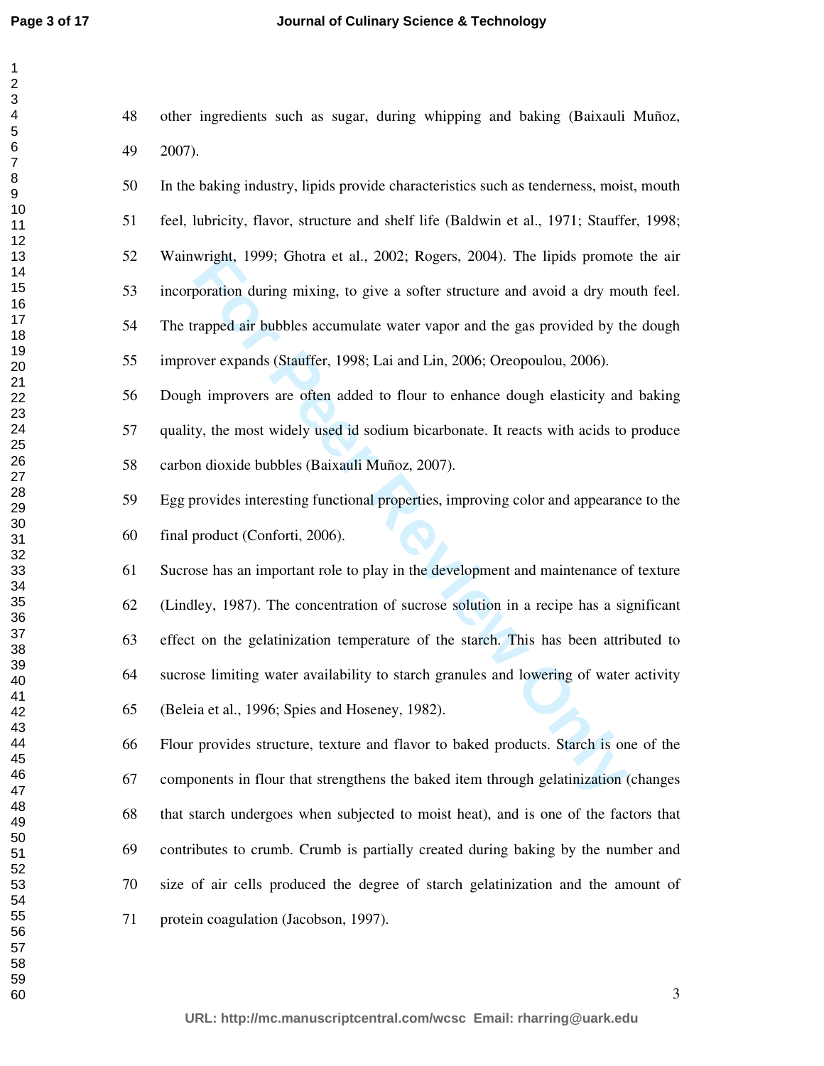other ingredients such as sugar, during whipping and baking (Baixauli Muñoz, 2007).

In the baking industry, lipids provide characteristics such as tenderness, moist, mouth feel, lubricity, flavor, structure and shelf life (Baldwin et al., 1971; Stauffer, 1998; Wainwright, 1999; Ghotra et al., 2002; Rogers, 2004). The lipids promote the air incorporation during mixing, to give a softer structure and avoid a dry mouth feel. The trapped air bubbles accumulate water vapor and the gas provided by the dough improver expands (Stauffer, 1998; Lai and Lin, 2006; Oreopoulou, 2006).

Dough improvers are often added to flour to enhance dough elasticity and baking quality, the most widely used id sodium bicarbonate. It reacts with acids to produce carbon dioxide bubbles (Baixauli Muñoz, 2007).

Egg provides interesting functional properties, improving color and appearance to the final product (Conforti, 2006).

Sucrose has an important role to play in the development and maintenance of texture (Lindley, 1987). The concentration of sucrose solution in a recipe has a significant effect on the gelatinization temperature of the starch. This has been attributed to sucrose limiting water availability to starch granules and lowering of water activity (Beleia et al., 1996; Spies and Hoseney, 1982).

Flour provides structure, texture and flavor to baked products. Starch is one of the components in flour that strengthens the baked item through gelatinization (changes that starch undergoes when subjected to moist heat), and is one of the factors that contributes to crumb. Crumb is partially created during baking by the number and size of air cells produced the degree of starch gelatinization and the amount of protein coagulation (Jacobson, 1997).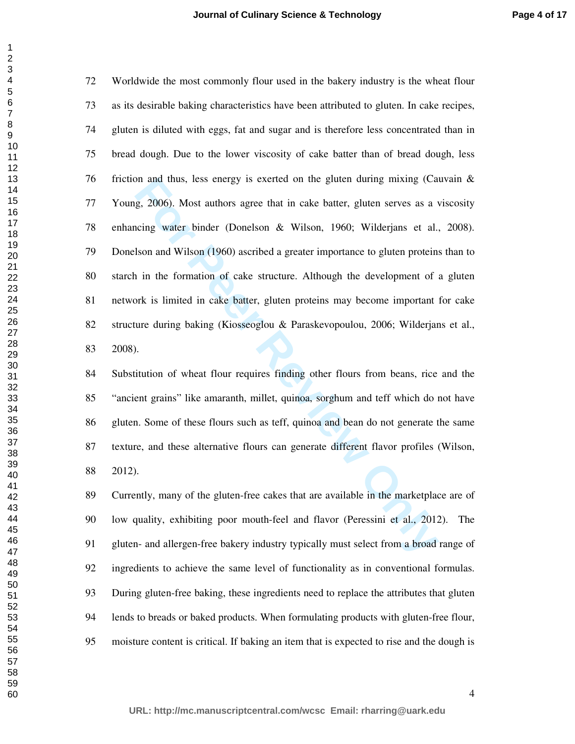Worldwide the most commonly flour used in the bakery industry is the wheat flour as its desirable baking characteristics have been attributed to gluten. In cake recipes, gluten is diluted with eggs, fat and sugar and is therefore less concentrated than in bread dough. Due to the lower viscosity of cake batter than of bread dough, less friction and thus, less energy is exerted on the gluten during mixing (Cauvain & Young, 2006). Most authors agree that in cake batter, gluten serves as a viscosity enhancing water binder (Donelson & Wilson, 1960; Wilderjans et al., 2008). Donelson and Wilson (1960) ascribed a greater importance to gluten proteins than to starch in the formation of cake structure. Although the development of a gluten network is limited in cake batter, gluten proteins may become important for cake structure during baking (Kiosseoglou & Paraskevopoulou, 2006; Wilderjans et al., 2008).

Substitution of wheat flour requires finding other flours from beans, rice and the "ancient grains" like amaranth, millet, quinoa, sorghum and teff which do not have gluten. Some of these flours such as teff, quinoa and bean do not generate the same texture, and these alternative flours can generate different flavor profiles (Wilson, 2012).

Currently, many of the gluten-free cakes that are available in the marketplace are of low quality, exhibiting poor mouth-feel and flavor (Peressini et al., 2012). The gluten- and allergen-free bakery industry typically must select from a broad range of ingredients to achieve the same level of functionality as in conventional formulas. During gluten-free baking, these ingredients need to replace the attributes that gluten lends to breads or baked products. When formulating products with gluten-free flour, moisture content is critical. If baking an item that is expected to rise and the dough is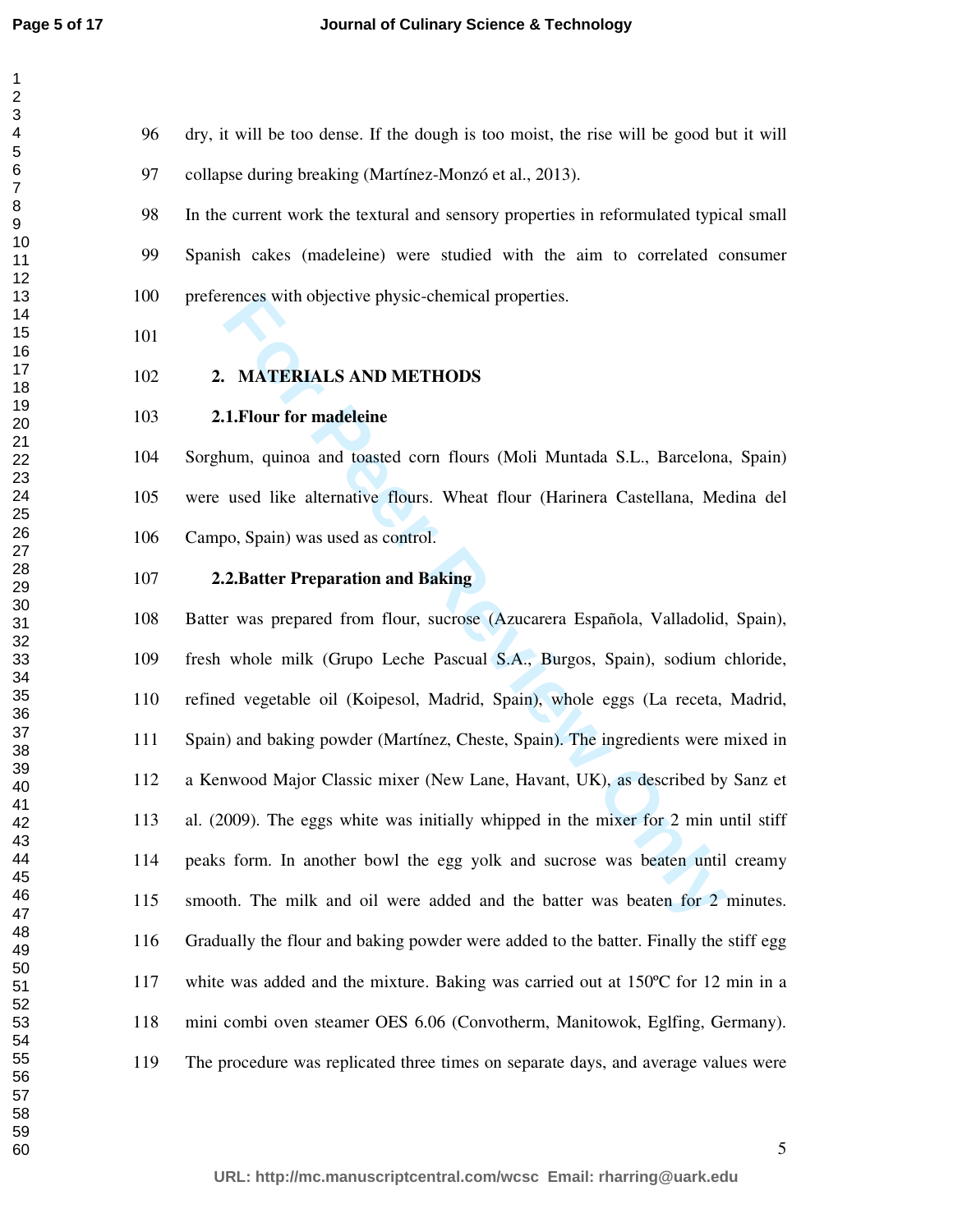dry, it will be too dense. If the dough is too moist, the rise will be good but it will collapse during breaking (Martínez-Monzó et al., 2013).

In the current work the textural and sensory properties in reformulated typical small Spanish cakes (madeleine) were studied with the aim to correlated consumer preferences with objective physic-chemical properties.

## 2. MATERIALS AND METHODS

### 2.1.Flour for madeleine

Sorghum, quinoa and toasted corn flours (Moli Muntada S.L., Barcelona, Spain) were used like alternative flours. Wheat flour (Harinera Castellana, Medina del Campo, Spain) was used as control.

### 2.2.Batter Preparation and Baking

Batter was prepared from flour, sucrose (Azucarera Española, Valladolid, Spain), fresh whole milk (Grupo Leche Pascual S.A., Burgos, Spain), sodium chloride, refined vegetable oil (Koipesol, Madrid, Spain), whole eggs (La receta, Madrid, Spain) and baking powder (Martínez, Cheste, Spain). The ingredients were mixed in a Kenwood Major Classic mixer (New Lane, Havant, UK), as described by Sanz et al. (2009). The eggs white was initially whipped in the mixer for 2 min until stiff peaks form. In another bowl the egg yolk and sucrose was beaten until creamy smooth. The milk and oil were added and the batter was beaten for 2 minutes. Gradually the flour and baking powder were added to the batter. Finally the stiff egg white was added and the mixture. Baking was carried out at 150ºC for 12 min in a mini combi oven steamer OES 6.06 (Convotherm, Manitowok, Eglfing, Germany). The procedure was replicated three times on separate days, and average values were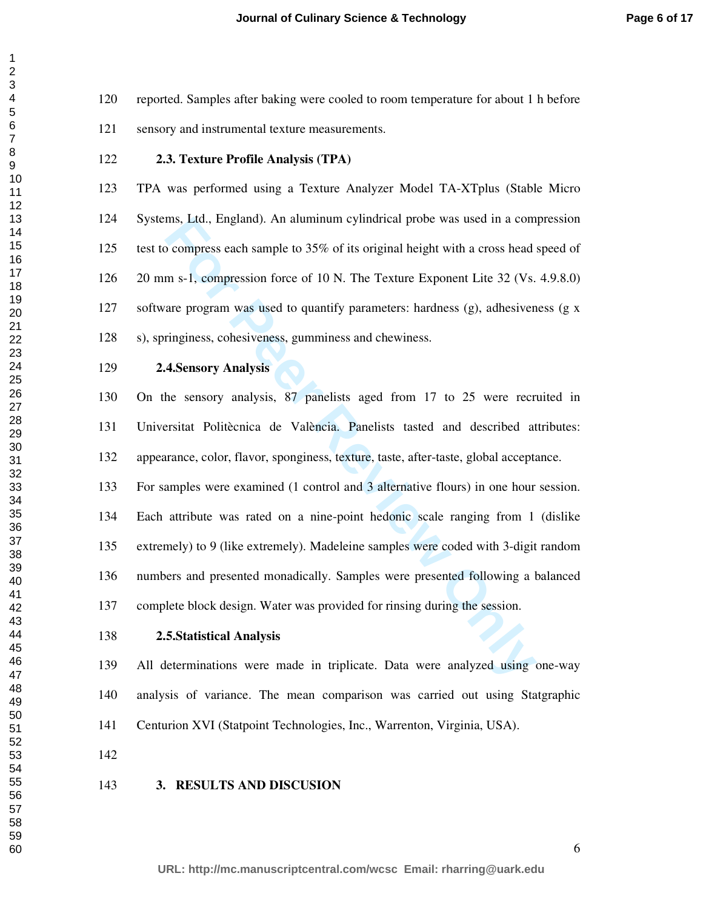reported. Samples after baking were cooled to room temperature for about 1 h before sensory and instrumental texture measurements.

### 2.3. Texture Profile Analysis (TPA)

TPA was performed using a Texture Analyzer Model TA-XTplus (Stable Micro Systems, Ltd., England). An aluminum cylindrical probe was used in a compression test to compress each sample to 35% of its original height with a cross head speed of 20 mm s-1, compression force of 10 N. The Texture Exponent Lite 32 (Vs. 4.9.8.0) software program was used to quantify parameters: hardness (g), adhesiveness (g x s), springiness, cohesiveness, gumminess and chewiness.

### 2.4.Sensory Analysis

On the sensory analysis, 87 panelists aged from 17 to 25 were recruited in Universitat Politècnica de València. Panelists tasted and described attributes: appearance, color, flavor, sponginess, texture, taste, after-taste, global acceptance. For samples were examined (1 control and 3 alternative flours) in one hour session. Each attribute was rated on a nine-point hedonic scale ranging from 1 (dislike extremely) to 9 (like extremely). Madeleine samples were coded with 3-digit random numbers and presented monadically. Samples were presented following a balanced complete block design. Water was provided for rinsing during the session.

### 2.5.Statistical Analysis

All determinations were made in triplicate. Data were analyzed using one-way analysis of variance. The mean comparison was carried out using Statgraphic Centurion XVI (Statpoint Technologies, Inc., Warrenton, Virginia, USA).

## 3. RESULTS AND DISCUSION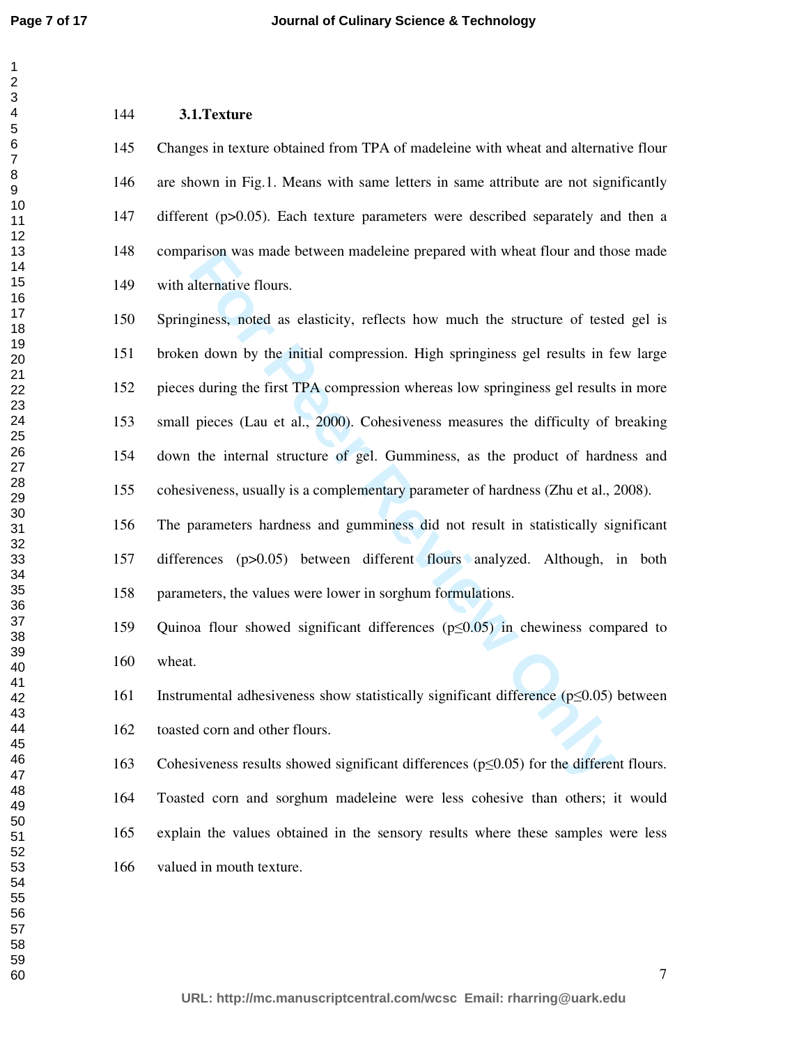### 3.1.Texture

Changes in texture obtained from TPA of madeleine with wheat and alternative flour are shown in Fig.1. Means with same letters in same attribute are not significantly different ($p>0.05$). Each texture parameters were described separately and then a comparison was made between madeleine prepared with wheat flour and those made with alternative flours.

Springiness, noted as elasticity, reflects how much the structure of tested gel is broken down by the initial compression. High springiness gel results in few large pieces during the first TPA compression whereas low springiness gel results in more small pieces (Lau et al., 2000). Cohesiveness measures the difficulty of breaking down the internal structure of gel. Gumminess, as the product of hardness and cohesiveness, usually is a complementary parameter of hardness (Zhu et al., 2008).

The parameters hardness and gumminess did not result in statistically significant differences ($p>0.05$) between different flours analyzed. Although, in both parameters, the values were lower in sorghum formulations.

Quinoa flour showed significant differences ($p\leq0.05$) in chewiness compared to wheat.

Instrumental adhesiveness show statistically significant difference ($p\leq0.05$) between toasted corn and other flours.

Cohesiveness results showed significant differences ($p\leq0.05$) for the different flours. Toasted corn and sorghum madeleine were less cohesive than others; it would explain the values obtained in the sensory results where these samples were less valued in mouth texture.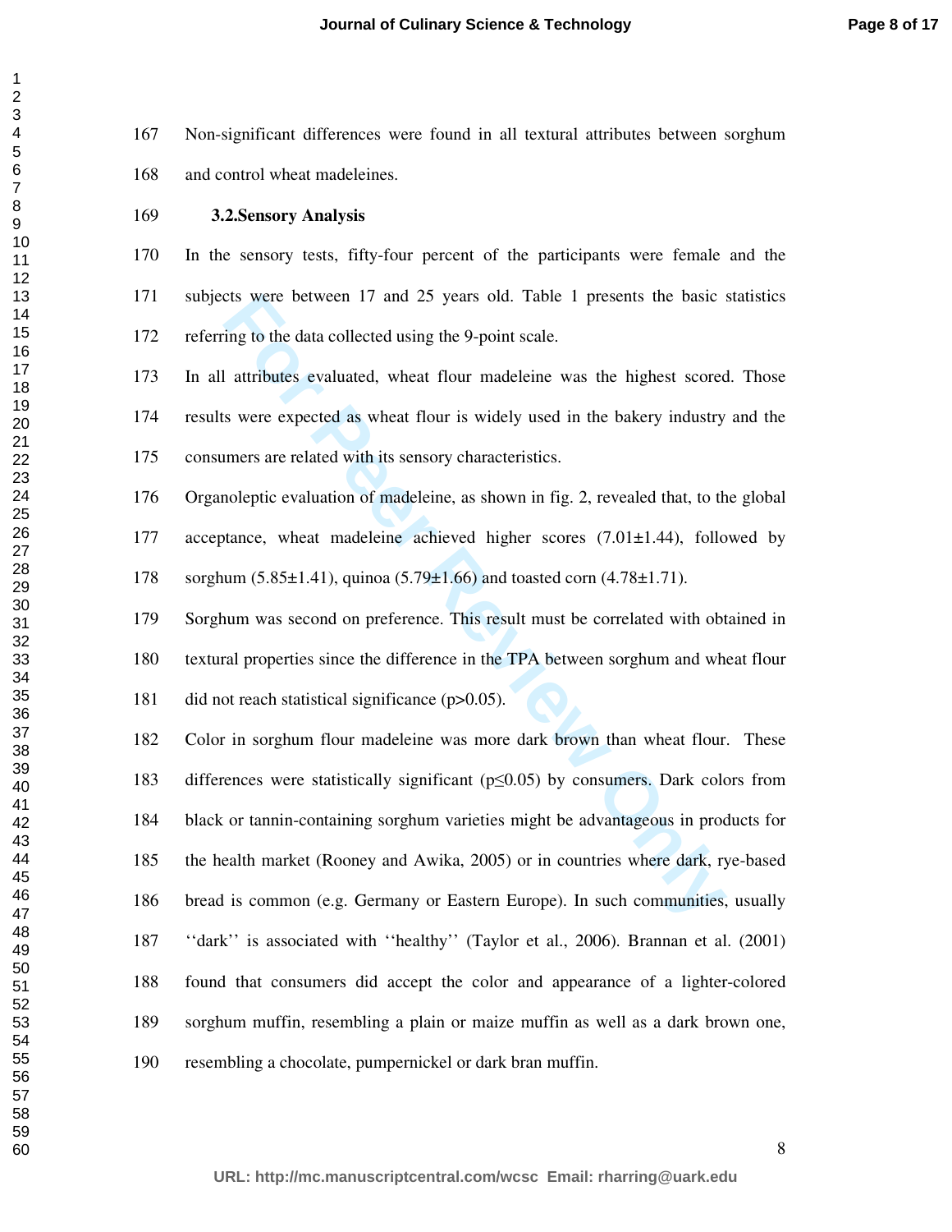Non-significant differences were found in all textural attributes between sorghum and control wheat madeleines.

### 3.2. Sensory Analysis

In the sensory tests, fifty-four percent of the participants were female and the subjects were between 17 and 25 years old. Table 1 presents the basic statistics referring to the data collected using the 9-point scale.

In all attributes evaluated, wheat flour madeleine was the highest scored. Those results were expected as wheat flour is widely used in the bakery industry and the consumers are related with its sensory characteristics.

Organoleptic evaluation of madeleine, as shown in fig. 2, revealed that, to the global acceptance, wheat madeleine achieved higher scores (7.01±1.44), followed by sorghum (5.85±1.41), quinoa (5.79±1.66) and toasted corn (4.78±1.71).

Sorghum was second on preference. This result must be correlated with obtained in textural properties since the difference in the TPA between sorghum and wheat flour did not reach statistical significance ($p > 0.05$).

Color in sorghum flour madeleine was more dark brown than wheat flour. These differences were statistically significant ($p \leq 0.05$) by consumers. Dark colors from black or tannin-containing sorghum varieties might be advantageous in products for the health market (Rooney and Awika, 2005) or in countries where dark, rye-based bread is common (e.g. Germany or Eastern Europe). In such communities, usually ''dark'' is associated with ''healthy'' (Taylor et al., 2006). Brannan et al. (2001) found that consumers did accept the color and appearance of a lighter-colored sorghum muffin, resembling a plain or maize muffin as well as a dark brown one, resembling a chocolate, pumpernickel or dark bran muffin.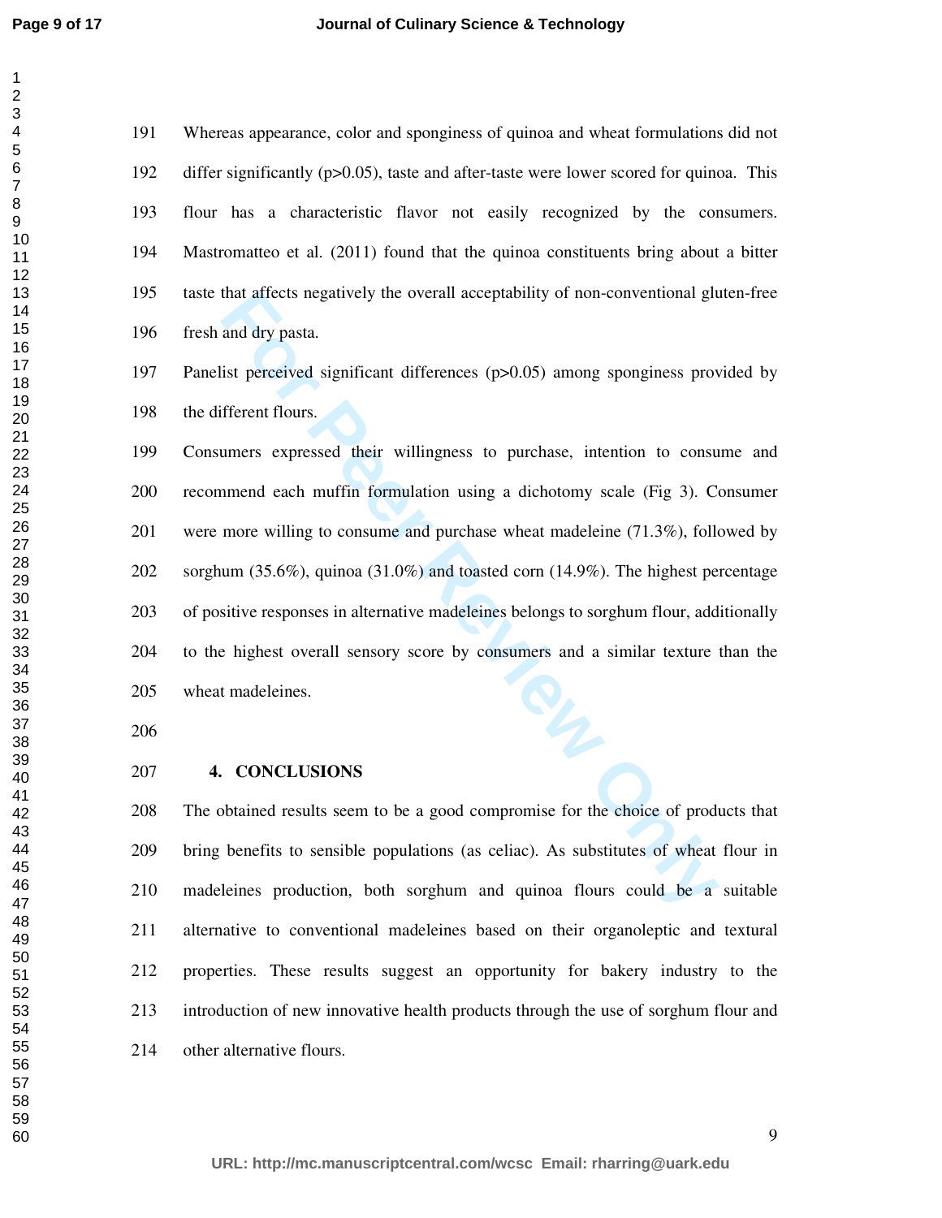Whereas appearance, color and sponginess of quinoa and wheat formulations did not differ significantly ($p>0.05$), taste and after-taste were lower scored for quinoa. This flour has a characteristic flavor not easily recognized by the consumers. Mastromatteo et al. (2011) found that the quinoa constituents bring about a bitter taste that affects negatively the overall acceptability of non-conventional gluten-free fresh and dry pasta.

Panelist perceived significant differences ($p>0.05$) among sponginess provided by the different flours.

Consumers expressed their willingness to purchase, intention to consume and recommend each muffin formulation using a dichotomy scale (Fig 3). Consumer were more willing to consume and purchase wheat madeleine (71.3%), followed by sorghum (35.6%), quinoa (31.0%) and toasted corn (14.9%). The highest percentage of positive responses in alternative madeleines belongs to sorghum flour, additionally to the highest overall sensory score by consumers and a similar texture than the wheat madeleines.

## 4. CONCLUSIONS

The obtained results seem to be a good compromise for the choice of products that bring benefits to sensible populations (as celiac). As substitutes of wheat flour in madeleines production, both sorghum and quinoa flours could be a suitable alternative to conventional madeleines based on their organoleptic and textural properties. These results suggest an opportunity for bakery industry to the introduction of new innovative health products through the use of sorghum flour and other alternative flours.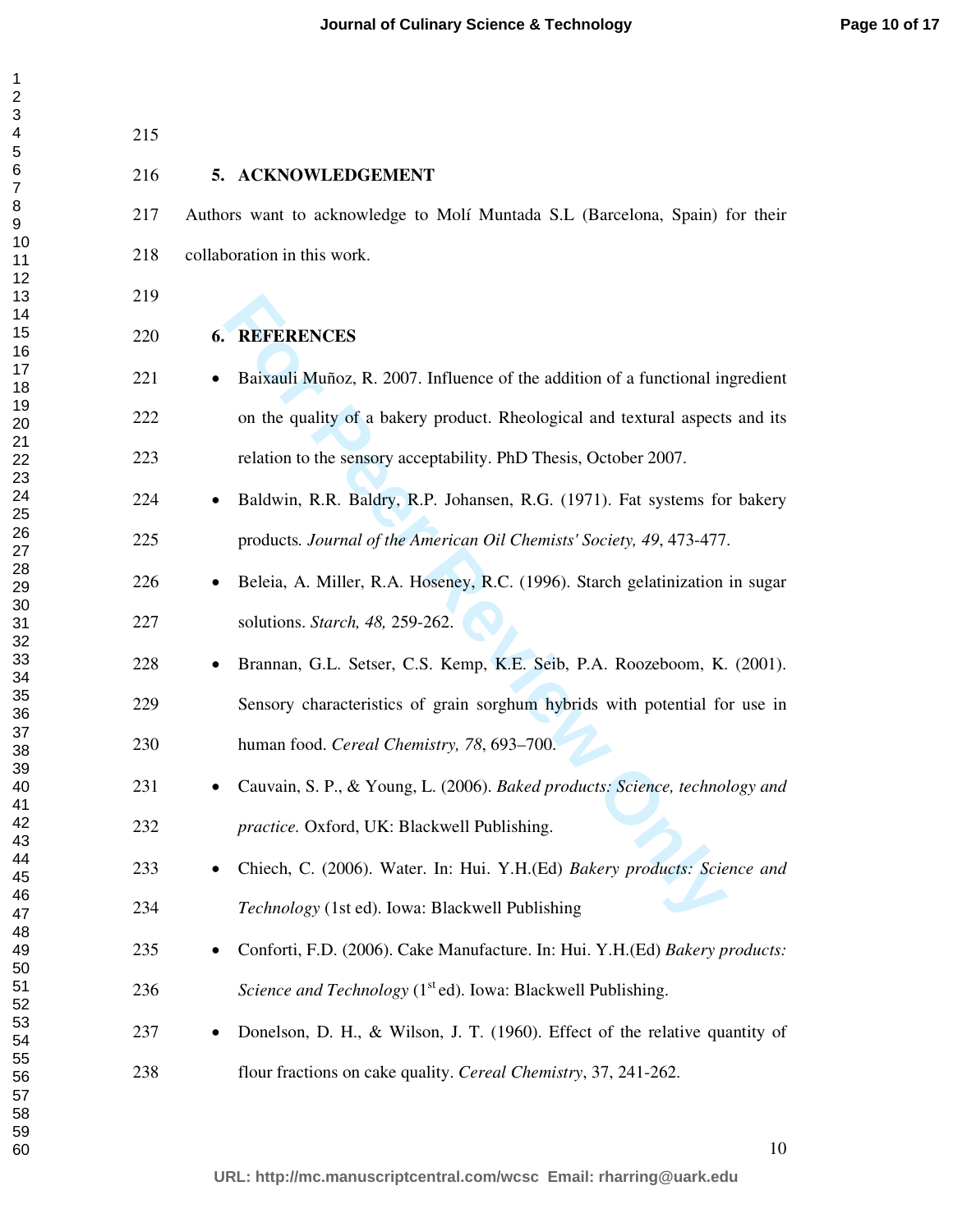## 5. ACKNOWLEDGEMENT

Authors want to acknowledge to Molí Muntada S.L (Barcelona, Spain) for their collaboration in this work.

## 6. REFERENCES

- Baixauli Muñoz, R. 2007. Influence of the addition of a functional ingredient on the quality of a bakery product. Rheological and textural aspects and its relation to the sensory acceptability. PhD Thesis, October 2007.
- Baldwin, R.R. Baldry, R.P. Johansen, R.G. (1971). Fat systems for bakery products. *Journal of the American Oil Chemists' Society, 49*, 473-477.
- Beleia, A. Miller, R.A. Hoseney, R.C. (1996). Starch gelatinization in sugar solutions. *Starch, 48,* 259-262.
- Brannan, G.L. Setser, C.S. Kemp, K.E. Seib, P.A. Roozeboom, K. (2001). Sensory characteristics of grain sorghum hybrids with potential for use in human food. *Cereal Chemistry, 78*, 693–700.
- Cauvain, S. P., & Young, L. (2006). *Baked products: Science, technology and practice.* Oxford, UK: Blackwell Publishing.
- Chiech, C. (2006). Water. In: Hui. Y.H.(Ed) *Bakery products: Science and Technology* (1st ed). Iowa: Blackwell Publishing
- Conforti, F.D. (2006). Cake Manufacture. In: Hui. Y.H.(Ed) *Bakery products: Science and Technology* (1st ed). Iowa: Blackwell Publishing.
- Donelson, D. H., & Wilson, J. T. (1960). Effect of the relative quantity of flour fractions on cake quality. *Cereal Chemistry*, 37, 241-262.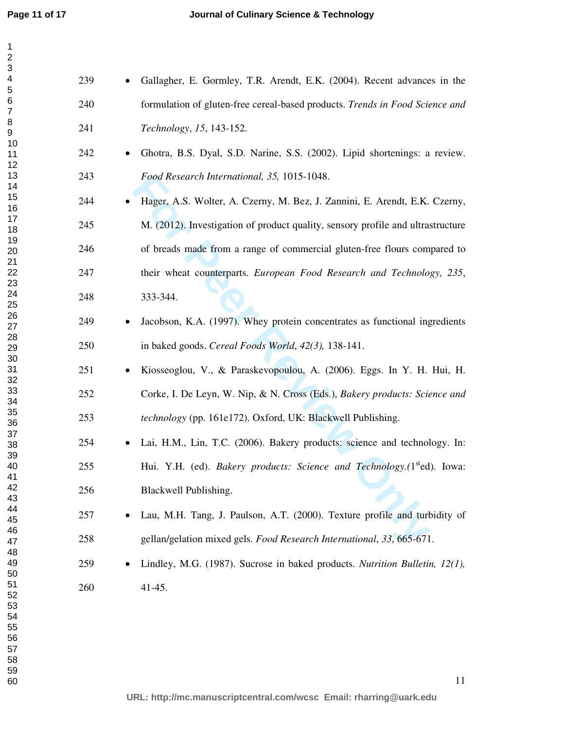- Gallagher, E. Gormley, T.R. Arendt, E.K. (2004). Recent advances in the formulation of gluten-free cereal-based products. *Trends in Food Science and Technology*, *15*, 143-152.
- Ghotra, B.S. Dyal, S.D. Narine, S.S. (2002). Lipid shortenings: a review. *Food Research International, 35,* 1015-1048.
- Hager, A.S. Wolter, A. Czerny, M. Bez, J. Zannini, E. Arendt, E.K. Czerny, M. (2012). Investigation of product quality, sensory profile and ultrastructure of breads made from a range of commercial gluten-free flours compared to their wheat counterparts. *European Food Research and Technology, 235*, 333-344.
- Jacobson, K.A. (1997). Whey protein concentrates as functional ingredients in baked goods. *Cereal Foods World*, *42(3),* 138-141.
- Kiosseoglou, V., & Paraskevopoulou, A. (2006). Eggs. In Y. H. Hui, H. Corke, I. De Leyn, W. Nip, & N. Cross (Eds.), *Bakery products: Science and technology* (pp. 161e172). Oxford, UK: Blackwell Publishing.
- Lai, H.M., Lin, T.C. (2006). Bakery products: science and technology. In: Hui. Y.H. (ed). *Bakery products: Science and Technology.(*1[st]ed). Iowa: Blackwell Publishing.
- Lau, M.H. Tang, J. Paulson, A.T. (2000). Texture profile and turbidity of gellan/gelation mixed gels. *Food Research International*, *33*, 665-671.
- Lindley, M.G. (1987). Sucrose in baked products. *Nutrition Bulletin, 12(1),* 41-45.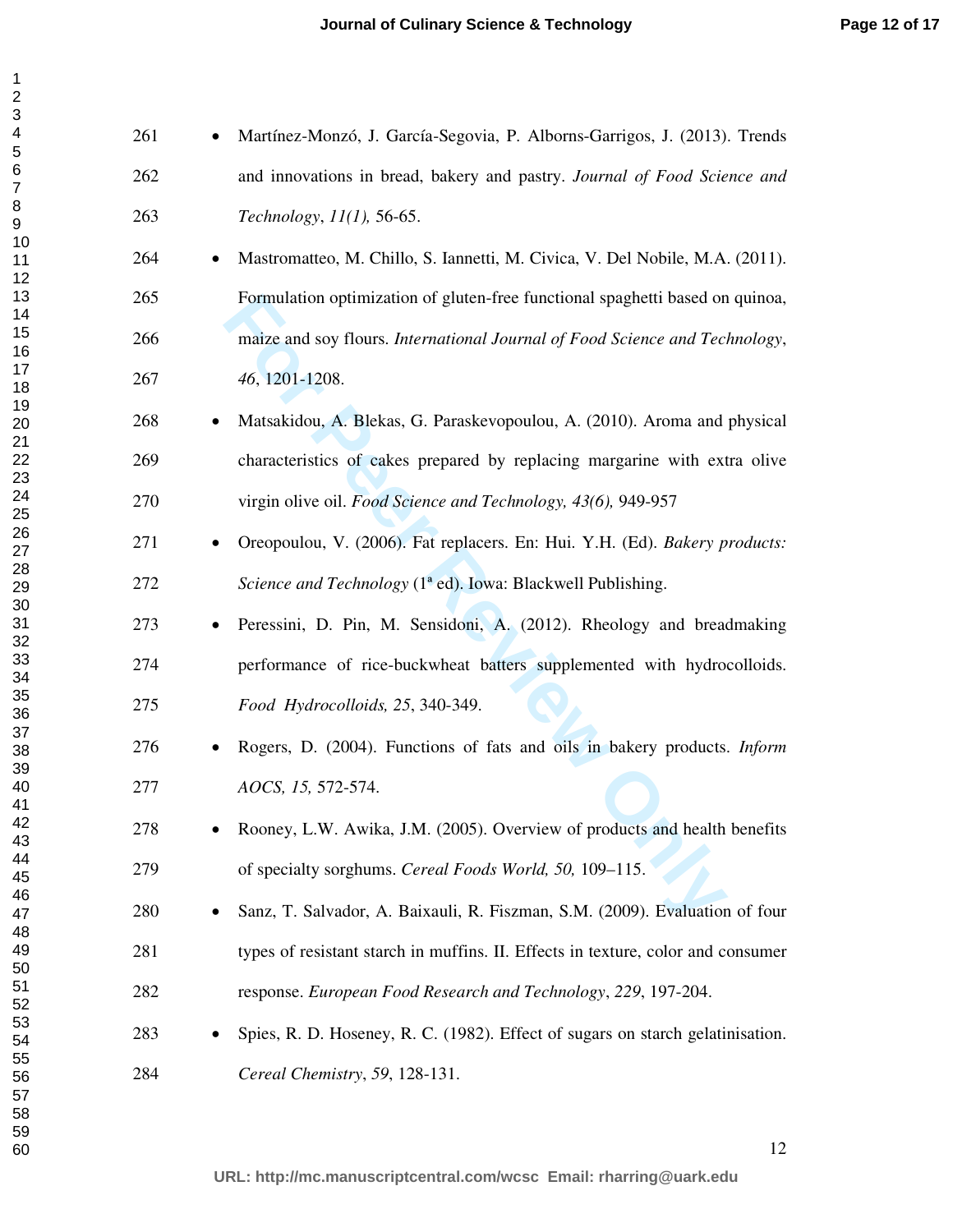- Martínez-Monzó, J. García-Segovia, P. Alborns-Garrigos, J. (2013). Trends and innovations in bread, bakery and pastry. *Journal of Food Science and Technology*, *11(1),* 56-65.
- Mastromatteo, M. Chillo, S. Iannetti, M. Civica, V. Del Nobile, M.A. (2011). Formulation optimization of gluten-free functional spaghetti based on quinoa, maize and soy flours. *International Journal of Food Science and Technology*, *46*, 1201-1208.
- Matsakidou, A. Blekas, G. Paraskevopoulou, A. (2010). Aroma and physical characteristics of cakes prepared by replacing margarine with extra olive virgin olive oil. *Food Science and Technology, 43(6),* 949-957
- Oreopoulou, V. (2006). Fat replacers. En: Hui. Y.H. (Ed). *Bakery products: Science and Technology* (1ª ed). Iowa: Blackwell Publishing.
- Peressini, D. Pin, M. Sensidoni, A. (2012). Rheology and breadmaking performance of rice-buckwheat batters supplemented with hydrocolloids. *Food Hydrocolloids, 25*, 340-349.
- Rogers, D. (2004). Functions of fats and oils in bakery products. *Inform AOCS, 15,* 572-574.
- Rooney, L.W. Awika, J.M. (2005). Overview of products and health benefits of specialty sorghums. *Cereal Foods World, 50,* 109–115.
- Sanz, T. Salvador, A. Baixauli, R. Fiszman, S.M. (2009). Evaluation of four types of resistant starch in muffins. II. Effects in texture, color and consumer response. *European Food Research and Technology*, *229*, 197-204.
- Spies, R. D. Hoseney, R. C. (1982). Effect of sugars on starch gelatinisation. *Cereal Chemistry*, *59*, 128-131.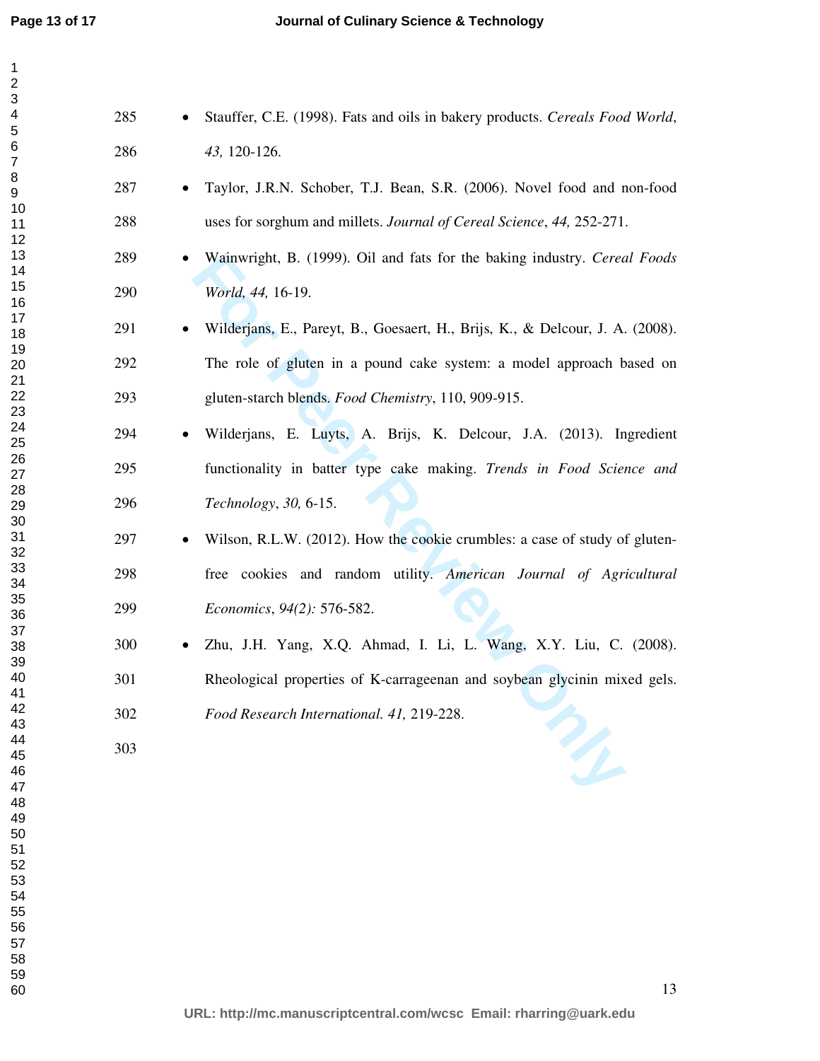- Stauffer, C.E. (1998). Fats and oils in bakery products. *Cereals Food World*, *43,* 120-126.
- Taylor, J.R.N. Schober, T.J. Bean, S.R. (2006). Novel food and non-food uses for sorghum and millets. *Journal of Cereal Science*, *44,* 252-271.
- Wainwright, B. (1999). Oil and fats for the baking industry. *Cereal Foods World, 44,* 16-19.
- Wilderjans, E., Pareyt, B., Goesaert, H., Brijs, K., & Delcour, J. A. (2008). The role of gluten in a pound cake system: a model approach based on gluten-starch blends. *Food Chemistry*, 110, 909-915.
- Wilderjans, E. Luyts, A. Brijs, K. Delcour, J.A. (2013). Ingredient functionality in batter type cake making. *Trends in Food Science and Technology*, *30,* 6-15.
- Wilson, R.L.W. (2012). How the cookie crumbles: a case of study of gluten-free cookies and random utility. *American Journal of Agricultural Economics*, *94(2):* 576-582.
- Zhu, J.H. Yang, X.Q. Ahmad, I. Li, L. Wang, X.Y. Liu, C. (2008). Rheological properties of K-carrageenan and soybean glycinin mixed gels. *Food Research International. 41,* 219-228.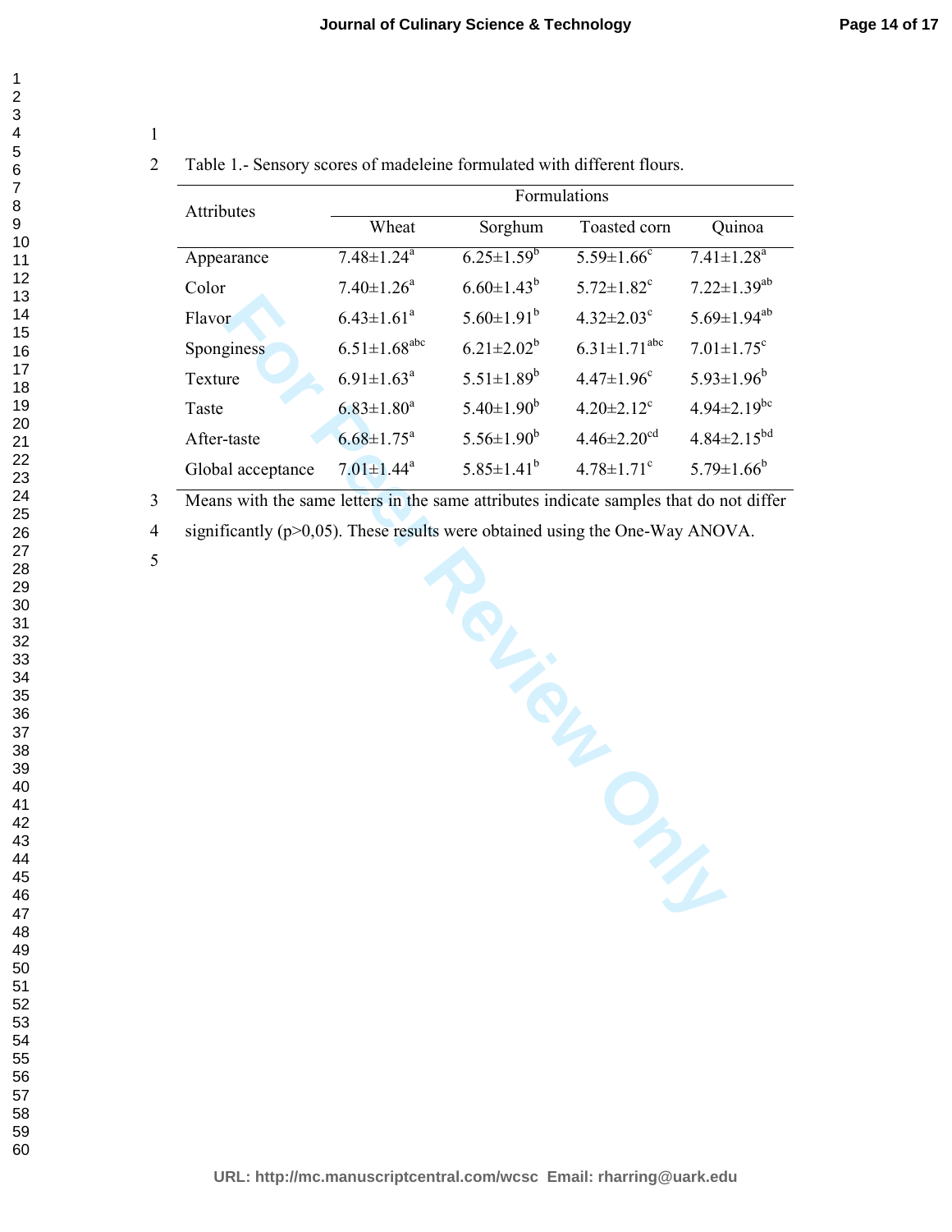Table 1.- Sensory scores of madeleine formulated with different flours.

| Attributes | Formulations | | | |
|---|---|---|---|---|
| | Wheat | Sorghum | Toasted corn | Quinoa |
| Appearance | 7.48±1.24[a] | 6.25±1.59[b] | 5.59±1.66[c] | 7.41±1.28[a] |
| Color | 7.40±1.26[a] | 6.60±1.43[b] | 5.72±1.82[c] | 7.22±1.39[ab] |
| Flavor | 6.43±1.61[a] | 5.60±1.91[b] | 4.32±2.03[c] | 5.69±1.94[ab] |
| Sponginess | 6.51±1.68[abc] | 6.21±2.02[b] | 6.31±1.71[abc] | 7.01±1.75[c] |
| Texture | 6.91±1.63[a] | 5.51±1.89[b] | 4.47±1.96[c] | 5.93±1.96[b] |
| Taste | 6.83±1.80[a] | 5.40±1.90[b] | 4.20±2.12[c] | 4.94±2.19[bc] |
| After-taste | 6.68±1.75[a] | 5.56±1.90[b] | 4.46±2.20[cd] | 4.84±2.15[bd] |
| Global acceptance | 7.01±1.44[a] | 5.85±1.41[b] | 4.78±1.71[c] | 5.79±1.66[b] |

Means with the same letters in the same attributes indicate samples that do not differ significantly (p>0,05). These results were obtained using the One-Way ANOVA.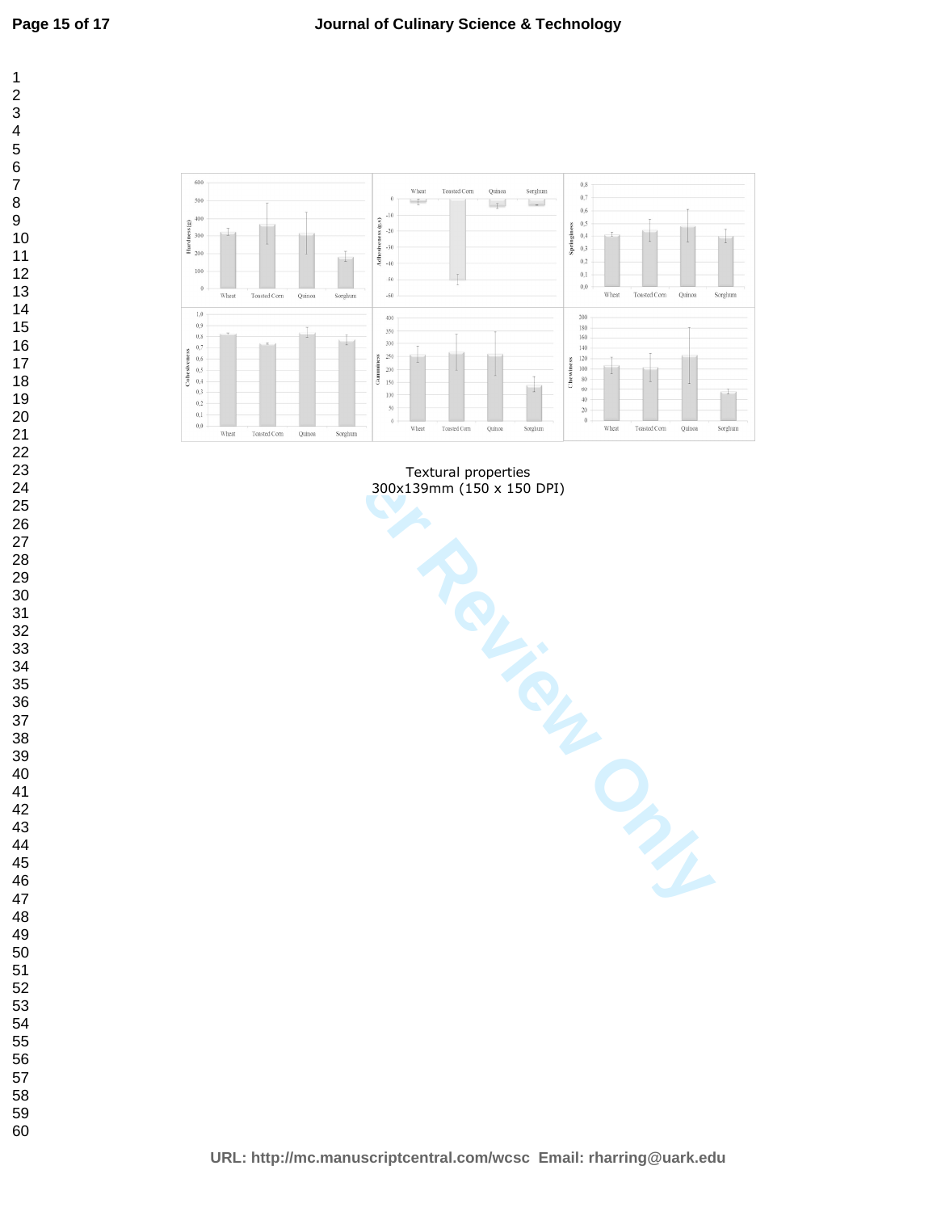Textural properties
300x139mm (150 x 150 DPI)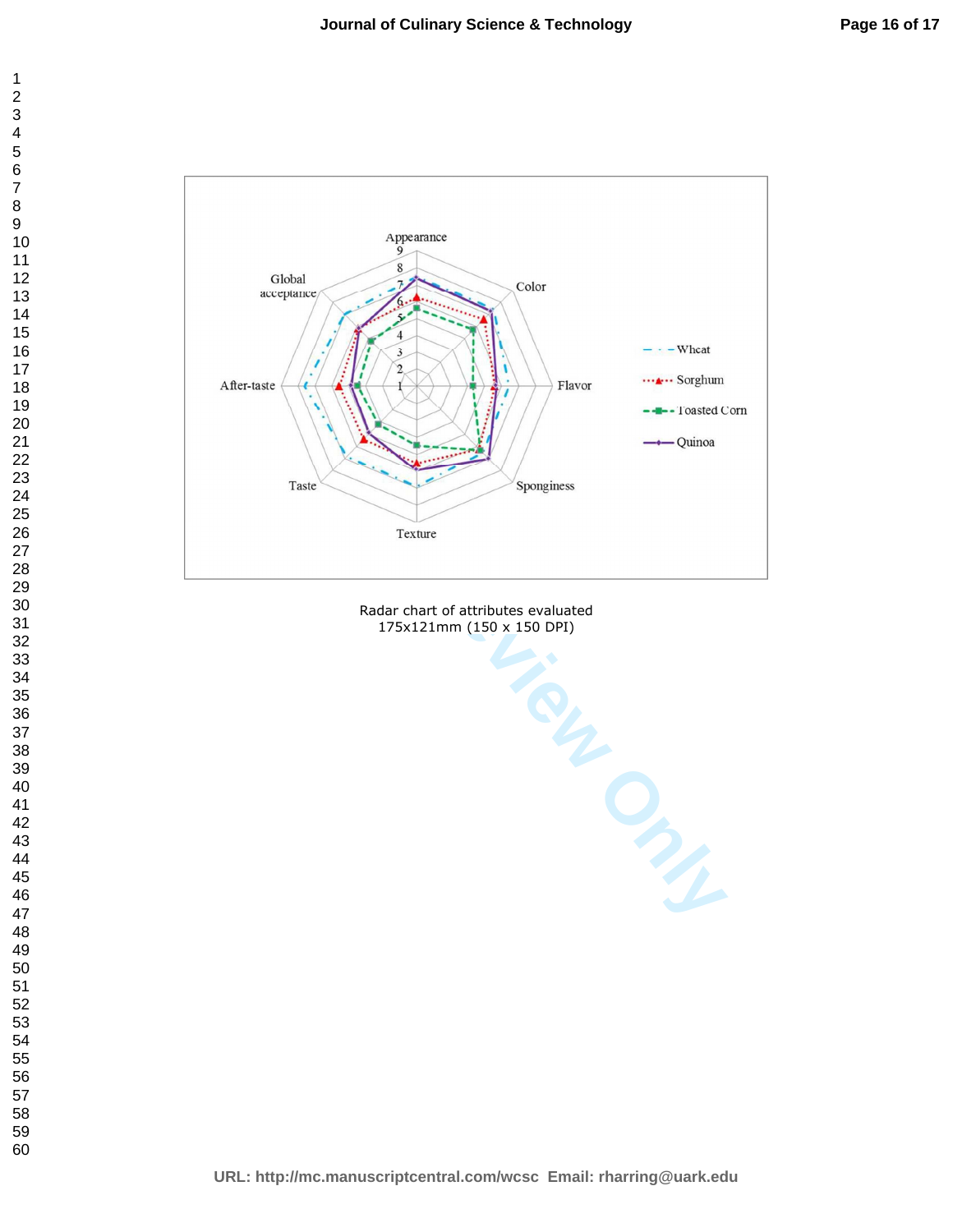Radar chart of attributes evaluated
175x121mm (150 x 150 DPI)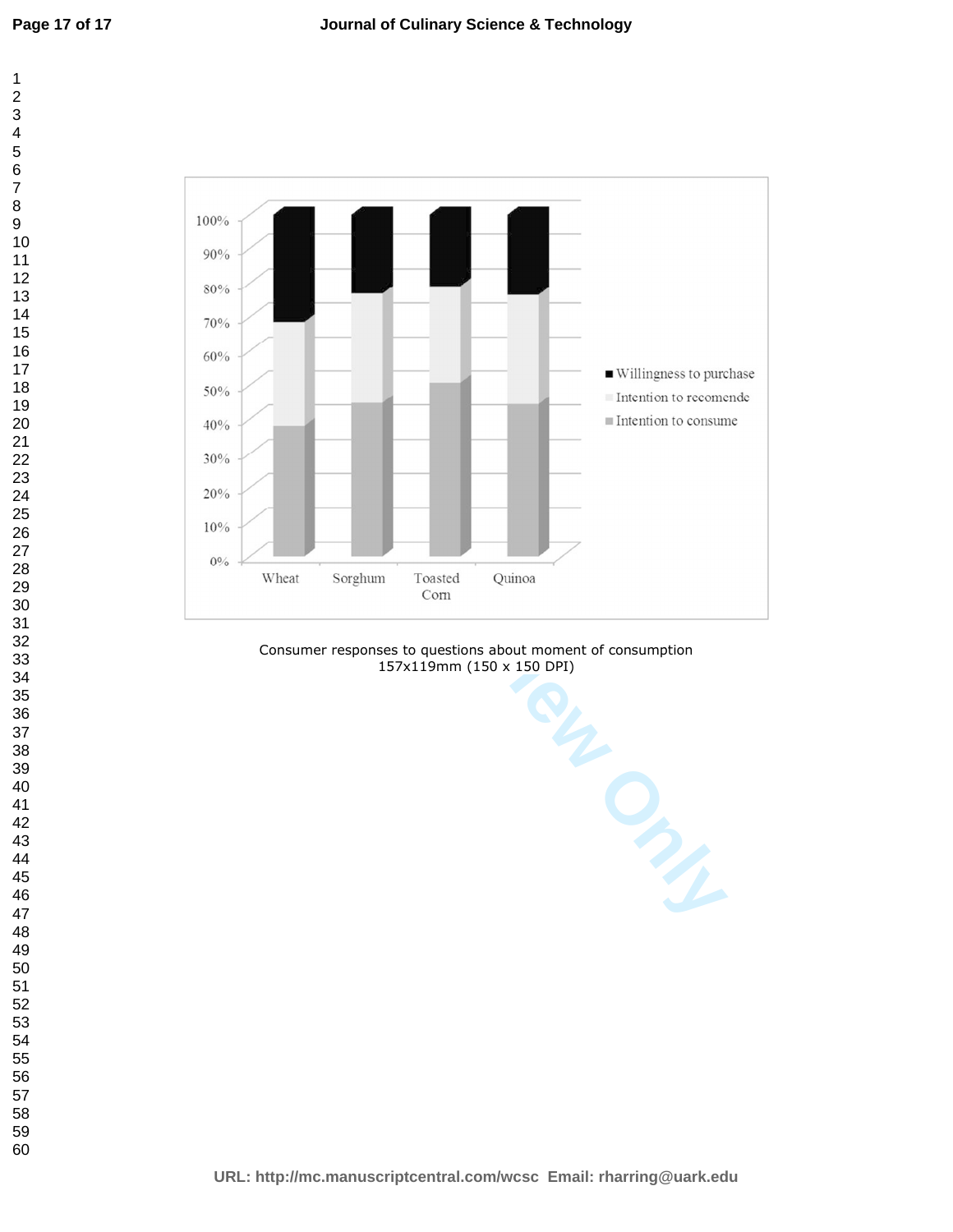100%
90%
80%
70%
60%
50%
40%
30%
20%
10%
0%

Wheat
Sorghum
Toasted Corn
Quinoa

Willingness to purchase
Intention to recomende
Intention to consume

Consumer responses to questions about moment of consumption
157x119mm (150 x 150 DPI)